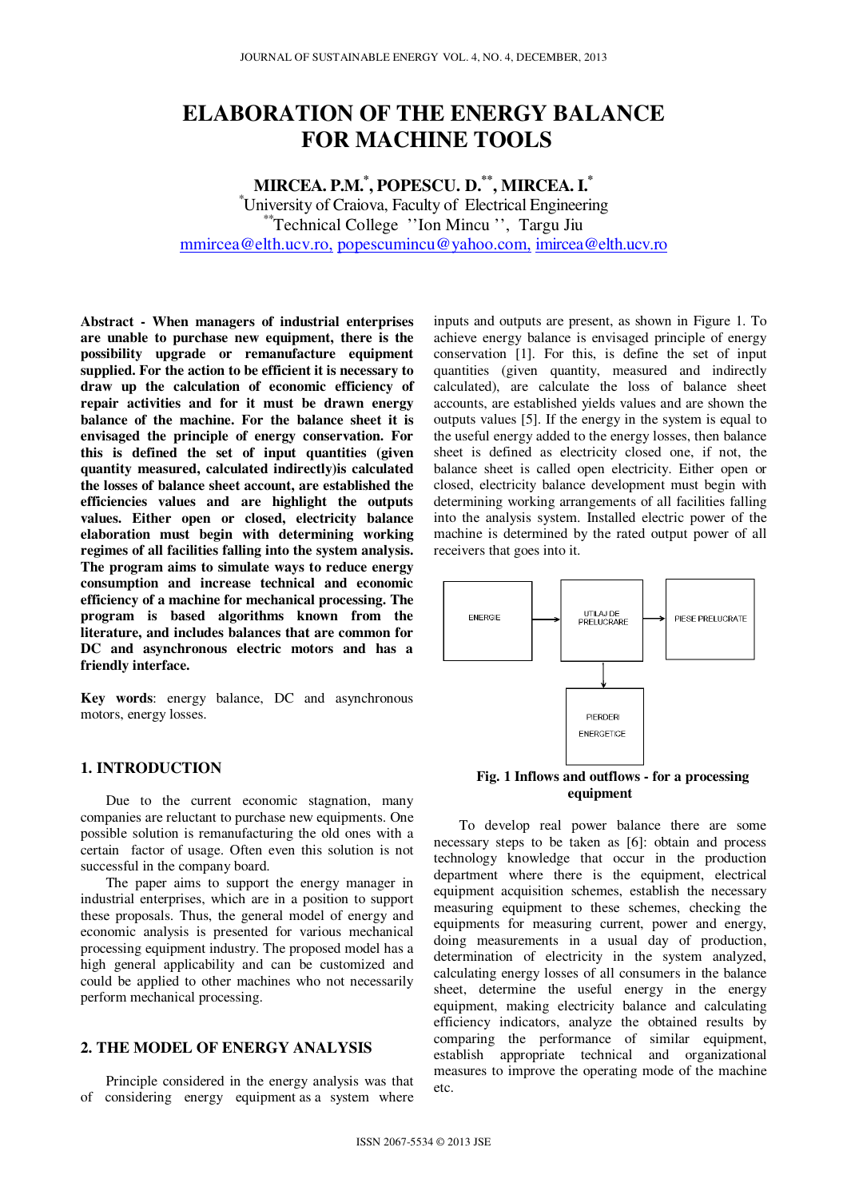# ELABORATION OF THE ENERGY BALANCE FOR MACHINE TOOLS

**MIRCEA. P.M.[*], POPESCU. D.[**], MIRCEA. I.[*]**

[*]University of Craiova, Faculty of Electrical Engineering

[**]Technical College ''Ion Mincu '', Targu Jiu

mmircea@elth.ucv.ro, popescumincu@yahoo.com, imircea@elth.ucv.ro

**Abstract - When managers of industrial enterprises are unable to purchase new equipment, there is the possibility upgrade or remanufacture equipment supplied. For the action to be efficient it is necessary to draw up the calculation of economic efficiency of repair activities and for it must be drawn energy balance of the machine. For the balance sheet it is envisaged the principle of energy conservation. For this is defined the set of input quantities (given quantity measured, calculated indirectly)is calculated the losses of balance sheet account, are established the efficiencies values and are highlight the outputs values. Either open or closed, electricity balance elaboration must begin with determining working regimes of all facilities falling into the system analysis. The program aims to simulate ways to reduce energy consumption and increase technical and economic efficiency of a machine for mechanical processing. The program is based algorithms known from the literature, and includes balances that are common for DC and asynchronous electric motors and has a friendly interface.**

**Key words**: energy balance, DC and asynchronous motors, energy losses.

## 1. INTRODUCTION

Due to the current economic stagnation, many companies are reluctant to purchase new equipments. One possible solution is remanufacturing the old ones with a certain factor of usage. Often even this solution is not successful in the company board.

The paper aims to support the energy manager in industrial enterprises, which are in a position to support these proposals. Thus, the general model of energy and economic analysis is presented for various mechanical processing equipment industry. The proposed model has a high general applicability and can be customized and could be applied to other machines who not necessarily perform mechanical processing.

## 2. THE MODEL OF ENERGY ANALYSIS

Principle considered in the energy analysis was that of considering energy equipment as a system where inputs and outputs are present, as shown in Figure 1. To achieve energy balance is envisaged principle of energy conservation [1]. For this, is define the set of input quantities (given quantity, measured and indirectly calculated), are calculate the loss of balance sheet accounts, are established yields values and are shown the outputs values [5]. If the energy in the system is equal to the useful energy added to the energy losses, then balance sheet is defined as electricity closed one, if not, the balance sheet is called open electricity. Either open or closed, electricity balance development must begin with determining working arrangements of all facilities falling into the analysis system. Installed electric power of the machine is determined by the rated output power of all receivers that goes into it.

ENERGIE → UTILAJ DE PRELUCRARE → PIESE PRELUCRATE

UTILAJ DE PRELUCRARE → PIERDERI ENERGETICE

**Fig. 1 Inflows and outflows - for a processing equipment**

To develop real power balance there are some necessary steps to be taken as [6]: obtain and process technology knowledge that occur in the production department where there is the equipment, electrical equipment acquisition schemes, establish the necessary measuring equipment to these schemes, checking the equipments for measuring current, power and energy, doing measurements in a usual day of production, determination of electricity in the system analyzed, calculating energy losses of all consumers in the balance sheet, determine the useful energy in the energy equipment, making electricity balance and calculating efficiency indicators, analyze the obtained results by comparing the performance of similar equipment, establish appropriate technical and organizational measures to improve the operating mode of the machine etc.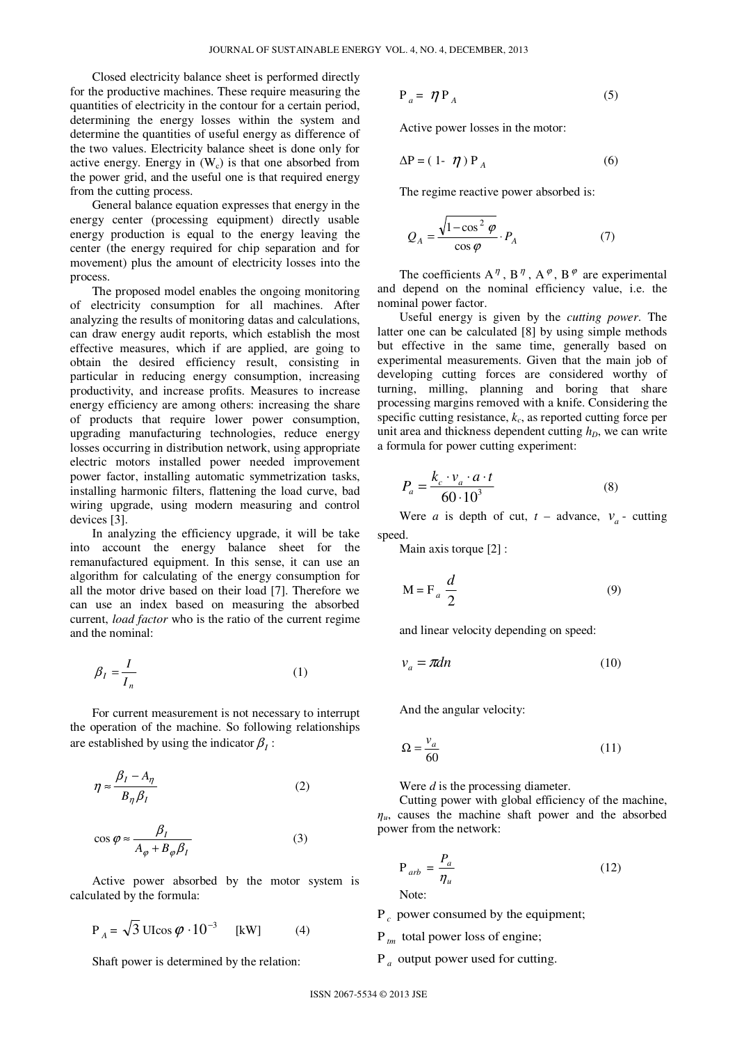Closed electricity balance sheet is performed directly for the productive machines. These require measuring the quantities of electricity in the contour for a certain period, determining the energy losses within the system and determine the quantities of useful energy as difference of the two values. Electricity balance sheet is done only for active energy. Energy in ($W_c$) is that one absorbed from the power grid, and the useful one is that required energy from the cutting process.

General balance equation expresses that energy in the energy center (processing equipment) directly usable energy production is equal to the energy leaving the center (the energy required for chip separation and for movement) plus the amount of electricity losses into the process.

The proposed model enables the ongoing monitoring of electricity consumption for all machines. After analyzing the results of monitoring datas and calculations, can draw energy audit reports, which establish the most effective measures, which if are applied, are going to obtain the desired efficiency result, consisting in particular in reducing energy consumption, increasing productivity, and increase profits. Measures to increase energy efficiency are among others: increasing the share of products that require lower power consumption, upgrading manufacturing technologies, reduce energy losses occurring in distribution network, using appropriate electric motors installed power needed improvement power factor, installing automatic symmetrization tasks, installing harmonic filters, flattening the load curve, bad wiring upgrade, using modern measuring and control devices [3].

In analyzing the efficiency upgrade, it will be take into account the energy balance sheet for the remanufactured equipment. In this sense, it can use an algorithm for calculating of the energy consumption for all the motor drive based on their load [7]. Therefore we can use an index based on measuring the absorbed current, *load factor* who is the ratio of the current regime and the nominal:

$$\beta_I = \frac{I}{I_n} \tag{1}$$

For current measurement is not necessary to interrupt the operation of the machine. So following relationships are established by using the indicator $\beta_I$ :

$$\eta \approx \frac{\beta_I - A_\eta}{B_\eta \beta_I} \tag{2}$$

$$\cos\varphi \approx \frac{\beta_I}{A_\varphi + B_\varphi \beta_I} \tag{3}$$

Active power absorbed by the motor system is calculated by the formula:

$$P_A = \sqrt{3}\,\mathrm{UI}\cos\varphi \cdot 10^{-3} \quad \text{[kW]} \tag{4}$$

Shaft power is determined by the relation:

$$P_a = \eta P_A \tag{5}$$

Active power losses in the motor:

$$\Delta P = (1 - \eta) P_A \tag{6}$$

The regime reactive power absorbed is:

$$Q_A = \frac{\sqrt{1-\cos^2\varphi}}{\cos\varphi} \cdot P_A \tag{7}$$

The coefficients $A^\eta$, $B^\eta$, $A^\varphi$, $B^\varphi$ are experimental and depend on the nominal efficiency value, i.e. the nominal power factor.

Useful energy is given by the *cutting power*. The latter one can be calculated [8] by using simple methods but effective in the same time, generally based on experimental measurements. Given that the main job of developing cutting forces are considered worthy of turning, milling, planning and boring that share processing margins removed with a knife. Considering the specific cutting resistance, $k_c$, as reported cutting force per unit area and thickness dependent cutting $h_D$, we can write a formula for power cutting experiment:

$$P_a = \frac{k_c \cdot v_a \cdot a \cdot t}{60 \cdot 10^3} \tag{8}$$

Were $a$ is depth of cut, $t$ – advance, $v_a$ - cutting speed.

Main axis torque [2] :

$$M = F_a \frac{d}{2} \tag{9}$$

and linear velocity depending on speed:

$$v_a = \pi d n \tag{10}$$

And the angular velocity:

$$\Omega = \frac{v_a}{60} \tag{11}$$

Were $d$ is the processing diameter.

Cutting power with global efficiency of the machine, $\eta_u$, causes the machine shaft power and the absorbed power from the network:

$$P_{arb} = \frac{P_a}{\eta_u} \tag{12}$$

Note:

$P_c$ power consumed by the equipment;

$P_{tm}$ total power loss of engine;

$P_a$ output power used for cutting.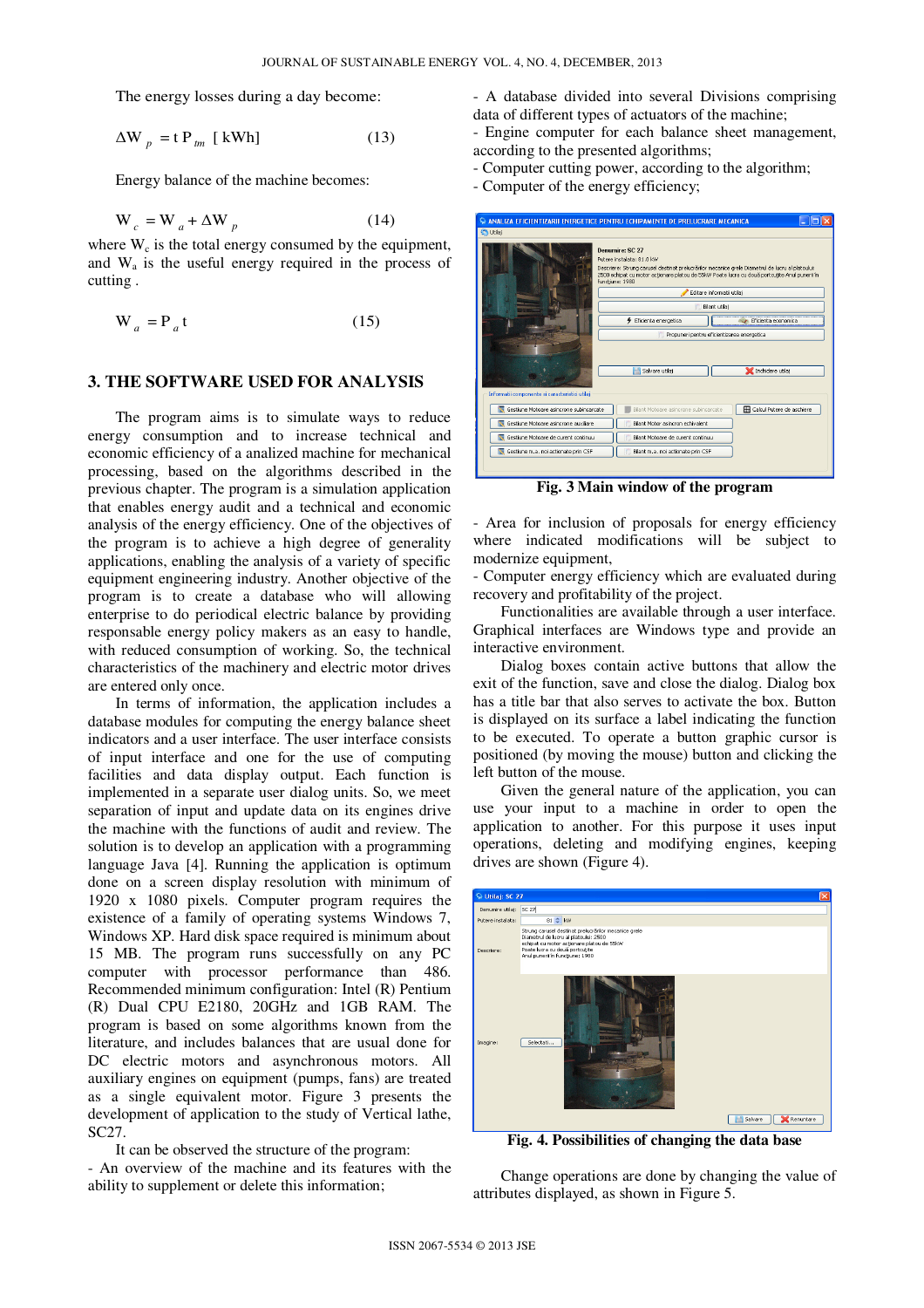The energy losses during a day become:

$$\Delta W_p = t\,P_{tm}\ [\,kWh] \qquad (13)$$

Energy balance of the machine becomes:

$$W_c = W_a + \Delta W_p \qquad (14)$$

where $W_c$ is the total energy consumed by the equipment, and $W_a$ is the useful energy required in the process of cutting .

$$W_a = P_a\,t \qquad (15)$$

## 3. THE SOFTWARE USED FOR ANALYSIS

The program aims is to simulate ways to reduce energy consumption and to increase technical and economic efficiency of a analized machine for mechanical processing, based on the algorithms described in the previous chapter. The program is a simulation application that enables energy audit and a technical and economic analysis of the energy efficiency. One of the objectives of the program is to achieve a high degree of generality applications, enabling the analysis of a variety of specific equipment engineering industry. Another objective of the program is to create a database who will allowing enterprise to do periodical electric balance by providing responsable energy policy makers as an easy to handle, with reduced consumption of working. So, the technical characteristics of the machinery and electric motor drives are entered only once.

In terms of information, the application includes a database modules for computing the energy balance sheet indicators and a user interface. The user interface consists of input interface and one for the use of computing facilities and data display output. Each function is implemented in a separate user dialog units. So, we meet separation of input and update data on its engines drive the machine with the functions of audit and review. The solution is to develop an application with a programming language Java [4]. Running the application is optimum done on a screen display resolution with minimum of 1920 x 1080 pixels. Computer program requires the existence of a family of operating systems Windows 7, Windows XP. Hard disk space required is minimum about 15 MB. The program runs successfully on any PC computer with processor performance than 486. Recommended minimum configuration: Intel (R) Pentium (R) Dual CPU E2180, 20GHz and 1GB RAM. The program is based on some algorithms known from the literature, and includes balances that are usual done for DC electric motors and asynchronous motors. All auxiliary engines on equipment (pumps, fans) are treated as a single equivalent motor. Figure 3 presents the development of application to the study of Vertical lathe, SC27.

It can be observed the structure of the program:

- An overview of the machine and its features with the ability to supplement or delete this information;
- A database divided into several Divisions comprising data of different types of actuators of the machine;
- Engine computer for each balance sheet management, according to the presented algorithms;
- Computer cutting power, according to the algorithm;
- Computer of the energy efficiency;

**Fig. 3 Main window of the program**

- Area for inclusion of proposals for energy efficiency where indicated modifications will be subject to modernize equipment,
- Computer energy efficiency which are evaluated during recovery and profitability of the project.

Functionalities are available through a user interface. Graphical interfaces are Windows type and provide an interactive environment.

Dialog boxes contain active buttons that allow the exit of the function, save and close the dialog. Dialog box has a title bar that also serves to activate the box. Button is displayed on its surface a label indicating the function to be executed. To operate a button graphic cursor is positioned (by moving the mouse) button and clicking the left button of the mouse.

Given the general nature of the application, you can use your input to a machine in order to open the application to another. For this purpose it uses input operations, deleting and modifying engines, keeping drives are shown (Figure 4).

**Fig. 4. Possibilities of changing the data base**

Change operations are done by changing the value of attributes displayed, as shown in Figure 5.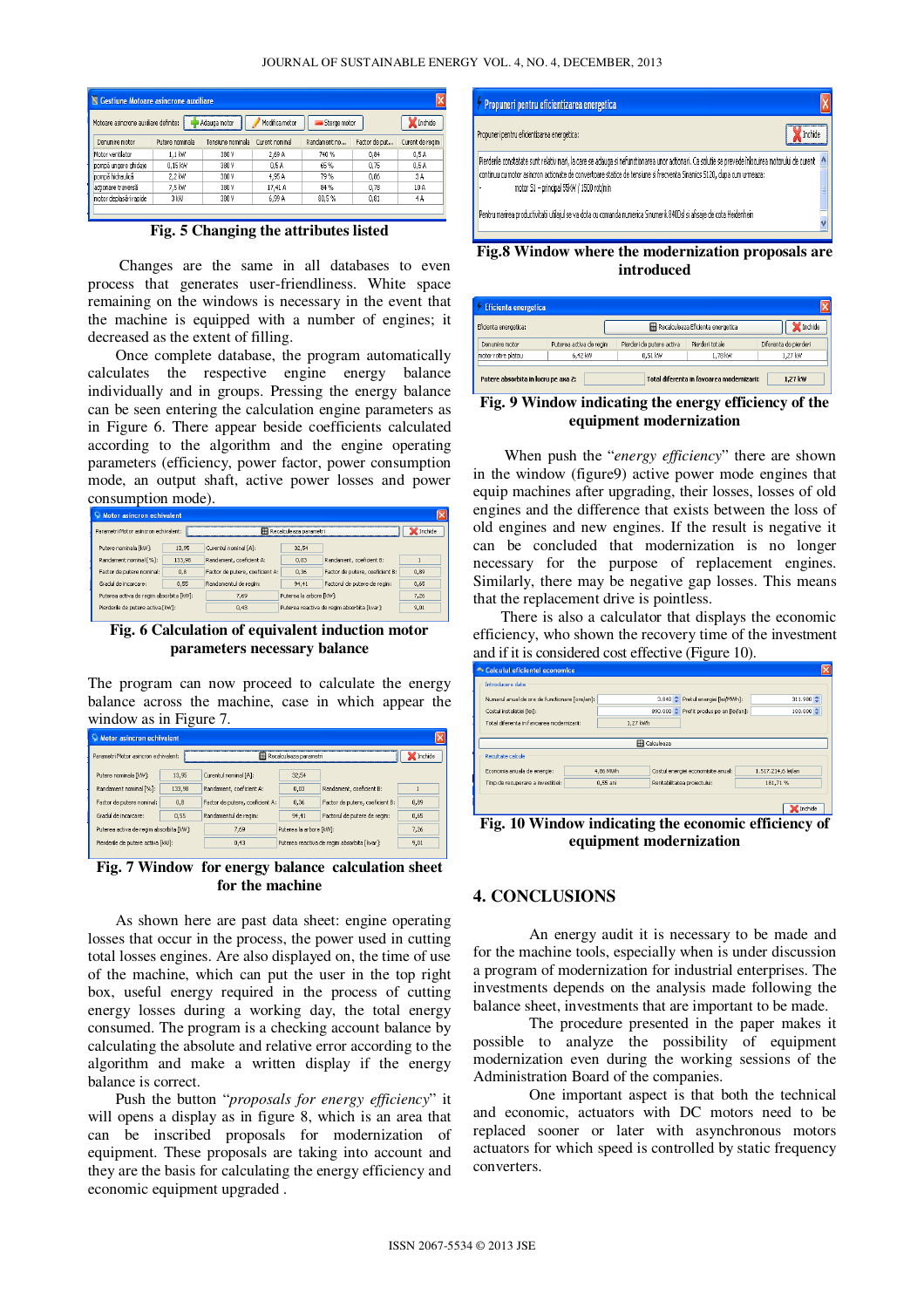Fig. 5 Changing the attributes listed

Changes are the same in all databases to even process that generates user-friendliness. White space remaining on the windows is necessary in the event that the machine is equipped with a number of engines; it decreased as the extent of filling.

Once complete database, the program automatically calculates the respective engine energy balance individually and in groups. Pressing the energy balance can be seen entering the calculation engine parameters as in Figure 6. There appear beside coefficients calculated according to the algorithm and the engine operating parameters (efficiency, power factor, power consumption mode, an output shaft, active power losses and power consumption mode).

Fig. 6 Calculation of equivalent induction motor parameters necessary balance

The program can now proceed to calculate the energy balance across the machine, case in which appear the window as in Figure 7.

Fig. 7 Window for energy balance calculation sheet for the machine

As shown here are past data sheet: engine operating losses that occur in the process, the power used in cutting total losses engines. Are also displayed on, the time of use of the machine, which can put the user in the top right box, useful energy required in the process of cutting energy losses during a working day, the total energy consumed. The program is a checking account balance by calculating the absolute and relative error according to the algorithm and make a written display if the energy balance is correct.

Push the button "*proposals for energy efficiency*" it will opens a display as in figure 8, which is an area that can be inscribed proposals for modernization of equipment. These proposals are taking into account and they are the basis for calculating the energy efficiency and economic equipment upgraded .

Fig.8 Window where the modernization proposals are introduced

Fig. 9 Window indicating the energy efficiency of the equipment modernization

When push the "*energy efficiency*" there are shown in the window (figure9) active power mode engines that equip machines after upgrading, their losses, losses of old engines and the difference that exists between the loss of old engines and new engines. If the result is negative it can be concluded that modernization is no longer necessary for the purpose of replacement engines. Similarly, there may be negative gap losses. This means that the replacement drive is pointless.

There is also a calculator that displays the economic efficiency, who shown the recovery time of the investment and if it is considered cost effective (Figure 10).

Fig. 10 Window indicating the economic efficiency of equipment modernization

## 4. CONCLUSIONS

An energy audit it is necessary to be made and for the machine tools, especially when is under discussion a program of modernization for industrial enterprises. The investments depends on the analysis made following the balance sheet, investments that are important to be made.

The procedure presented in the paper makes it possible to analyze the possibility of equipment modernization even during the working sessions of the Administration Board of the companies.

One important aspect is that both the technical and economic, actuators with DC motors need to be replaced sooner or later with asynchronous motors actuators for which speed is controlled by static frequency converters.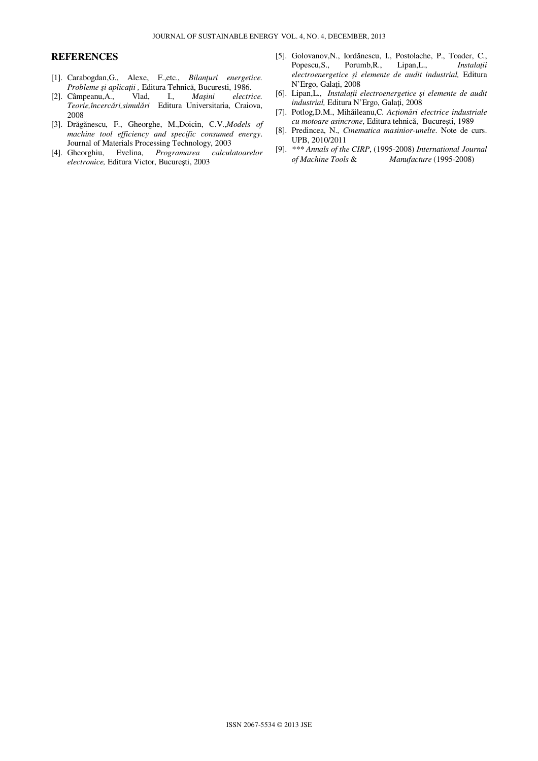## REFERENCES

[1]. Carabogdan,G., Alexe, F.,etc., *Bilanţuri energetice. Probleme şi aplicaţii ,* Editura Tehnică, Bucuresti, 1986.

[2]. Câmpeanu,A., Vlad, I., *Maşini electrice. Teorie,încercări,simulări* Editura Universitaria, Craiova, 2008

[3]. Drăgănescu, F., Gheorghe, M.,Doicin, C.V.,*Models of machine tool efficiency and specific consumed energy*. Journal of Materials Processing Technology, 2003

[4]. Gheorghiu, Evelina, *Programarea calculatoarelor electronice,* Editura Victor, Bucureşti, 2003

[5]. Golovanov,N., Iordănescu, I., Postolache, P., Toader, C., Popescu,S., Porumb,R., Lipan,L., *Instalaţii electroenergetice şi elemente de audit industrial,* Editura N'Ergo, Galaţi, 2008

[6]. Lipan,L., *Instalaţii electroenergetice şi elemente de audit industrial,* Editura N'Ergo, Galaţi, 2008

[7]. Potlog,D.M., Mihăileanu,C. *Acţionări electrice industriale cu motoare asincrone*, Editura tehnică, Bucureşti, 1989

[8]. Predincea, N., *Cinematica masinior-unelte*. Note de curs. UPB, 2010/2011

[9]. *\*\*\* Annals of the CIRP*, (1995-2008) *International Journal of Machine Tools* & *Manufacture* (1995-2008)